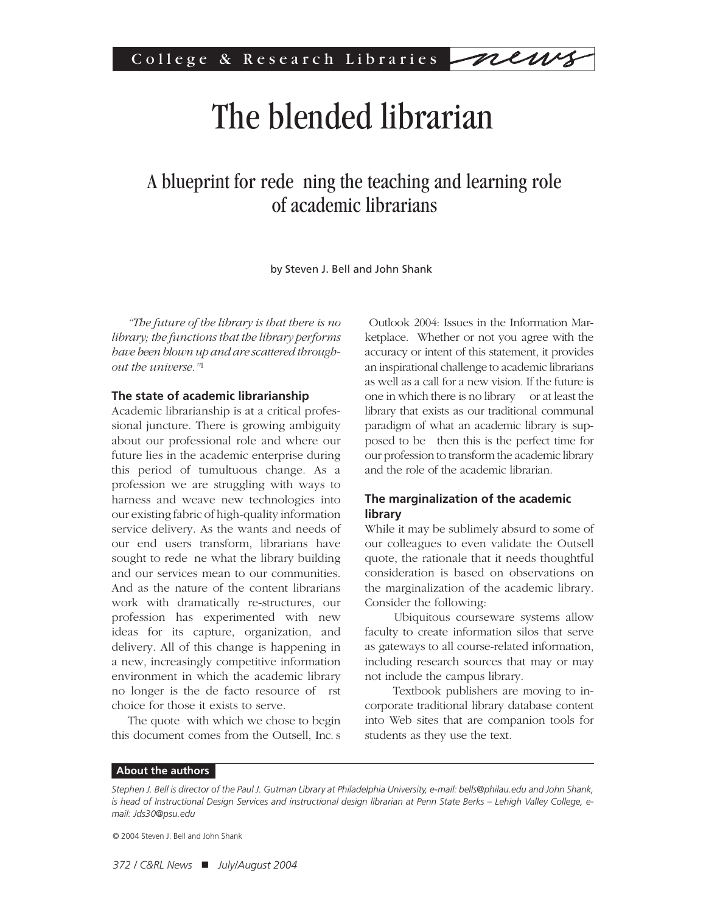# The blended librarian

## A blueprint for rede ning the teaching and learning role of academic librarians

by Steven J. Bell and John Shank

*"The future of the library is that there is no library; the functions that the library performs have been blown up and are scattered throughout the universe."*[1]

### The state of academic librarianship

Academic librarianship is at a critical professional juncture. There is growing ambiguity about our professional role and where our future lies in the academic enterprise during this period of tumultuous change. As a profession we are struggling with ways to harness and weave new technologies into our existing fabric of high-quality information service delivery. As the wants and needs of our end users transform, librarians have sought to rede ne what the library building and our services mean to our communities. And as the nature of the content librarians work with dramatically re-structures, our profession has experimented with new ideas for its capture, organization, and delivery. All of this change is happening in a new, increasingly competitive information environment in which the academic library no longer is the de facto resource of rst choice for those it exists to serve.

The quote with which we chose to begin this document comes from the Outsell, Inc. s Outlook 2004: Issues in the Information Marketplace. Whether or not you agree with the accuracy or intent of this statement, it provides an inspirational challenge to academic librarians as well as a call for a new vision. If the future is one in which there is no library or at least the library that exists as our traditional communal paradigm of what an academic library is supposed to be then this is the perfect time for our profession to transform the academic library and the role of the academic librarian.

### The marginalization of the academic library

While it may be sublimely absurd to some of our colleagues to even validate the Outsell quote, the rationale that it needs thoughtful consideration is based on observations on the marginalization of the academic library. Consider the following:

Ubiquitous courseware systems allow faculty to create information silos that serve as gateways to all course-related information, including research sources that may or may not include the campus library.

Textbook publishers are moving to incorporate traditional library database content into Web sites that are companion tools for students as they use the text.

**About the authors**

*Stephen J. Bell is director of the Paul J. Gutman Library at Philadelphia University, e-mail: bells@philau.edu and John Shank, is head of Instructional Design Services and instructional design librarian at Penn State Berks – Lehigh Valley College, e-mail: Jds30@psu.edu*

© 2004 Steven J. Bell and John Shank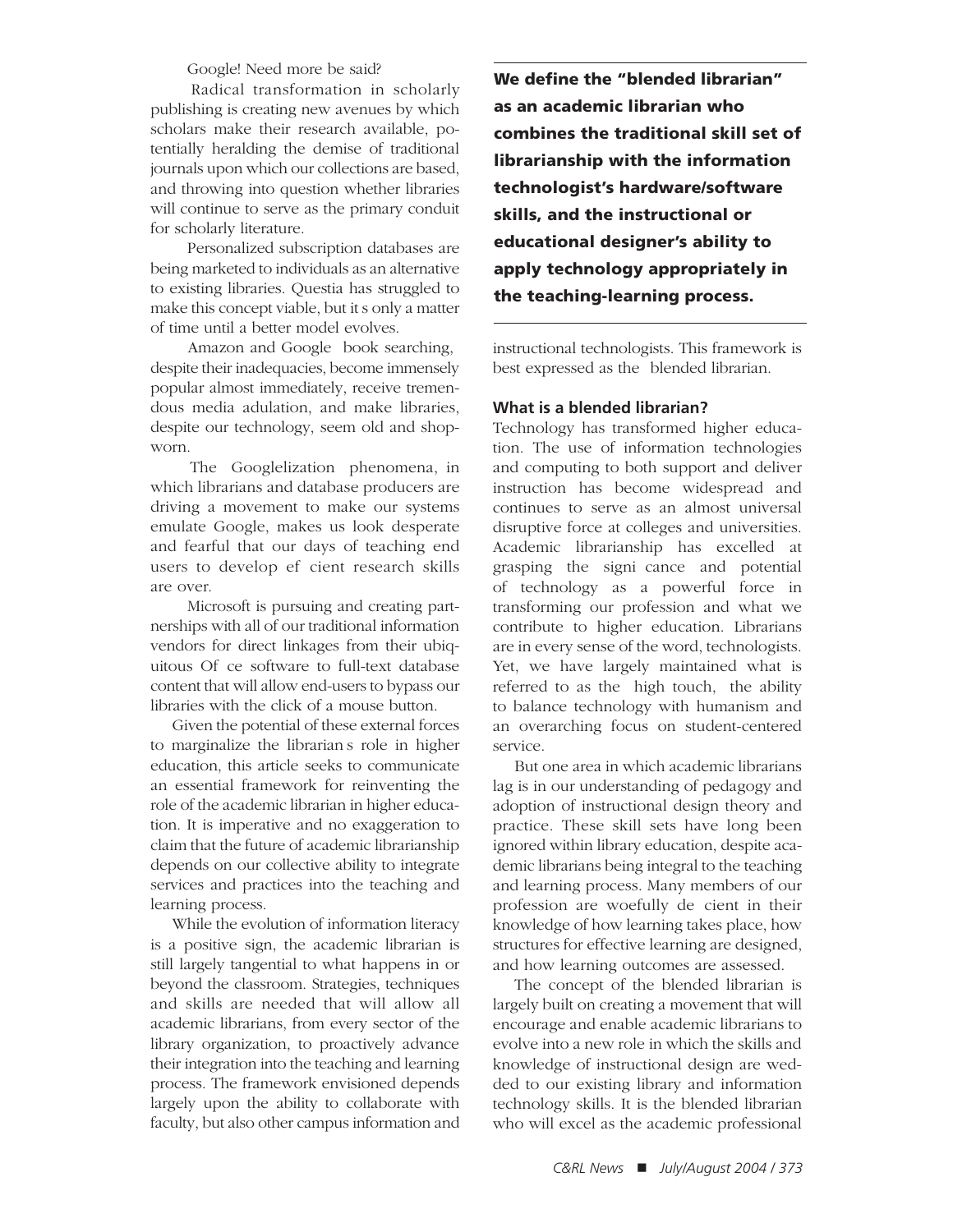Google! Need more be said?

Radical transformation in scholarly publishing is creating new avenues by which scholars make their research available, potentially heralding the demise of traditional journals upon which our collections are based, and throwing into question whether libraries will continue to serve as the primary conduit for scholarly literature.

Personalized subscription databases are being marketed to individuals as an alternative to existing libraries. Questia has struggled to make this concept viable, but it s only a matter of time until a better model evolves.

Amazon and Google book searching, despite their inadequacies, become immensely popular almost immediately, receive tremendous media adulation, and make libraries, despite our technology, seem old and shopworn.

The Googlelization phenomena, in which librarians and database producers are driving a movement to make our systems emulate Google, makes us look desperate and fearful that our days of teaching end users to develop ef cient research skills are over.

Microsoft is pursuing and creating partnerships with all of our traditional information vendors for direct linkages from their ubiquitous Of ce software to full-text database content that will allow end-users to bypass our libraries with the click of a mouse button.

Given the potential of these external forces to marginalize the librarian s role in higher education, this article seeks to communicate an essential framework for reinventing the role of the academic librarian in higher education. It is imperative and no exaggeration to claim that the future of academic librarianship depends on our collective ability to integrate services and practices into the teaching and learning process.

While the evolution of information literacy is a positive sign, the academic librarian is still largely tangential to what happens in or beyond the classroom. Strategies, techniques and skills are needed that will allow all academic librarians, from every sector of the library organization, to proactively advance their integration into the teaching and learning process. The framework envisioned depends largely upon the ability to collaborate with faculty, but also other campus information and instructional technologists. This framework is best expressed as the blended librarian.

**We define the "blended librarian" as an academic librarian who combines the traditional skill set of librarianship with the information technologist's hardware/software skills, and the instructional or educational designer's ability to apply technology appropriately in the teaching-learning process.**

### What is a blended librarian?

Technology has transformed higher education. The use of information technologies and computing to both support and deliver instruction has become widespread and continues to serve as an almost universal disruptive force at colleges and universities. Academic librarianship has excelled at grasping the signi cance and potential of technology as a powerful force in transforming our profession and what we contribute to higher education. Librarians are in every sense of the word, technologists. Yet, we have largely maintained what is referred to as the high touch, the ability to balance technology with humanism and an overarching focus on student-centered service.

But one area in which academic librarians lag is in our understanding of pedagogy and adoption of instructional design theory and practice. These skill sets have long been ignored within library education, despite academic librarians being integral to the teaching and learning process. Many members of our profession are woefully de cient in their knowledge of how learning takes place, how structures for effective learning are designed, and how learning outcomes are assessed.

The concept of the blended librarian is largely built on creating a movement that will encourage and enable academic librarians to evolve into a new role in which the skills and knowledge of instructional design are wedded to our existing library and information technology skills. It is the blended librarian who will excel as the academic professional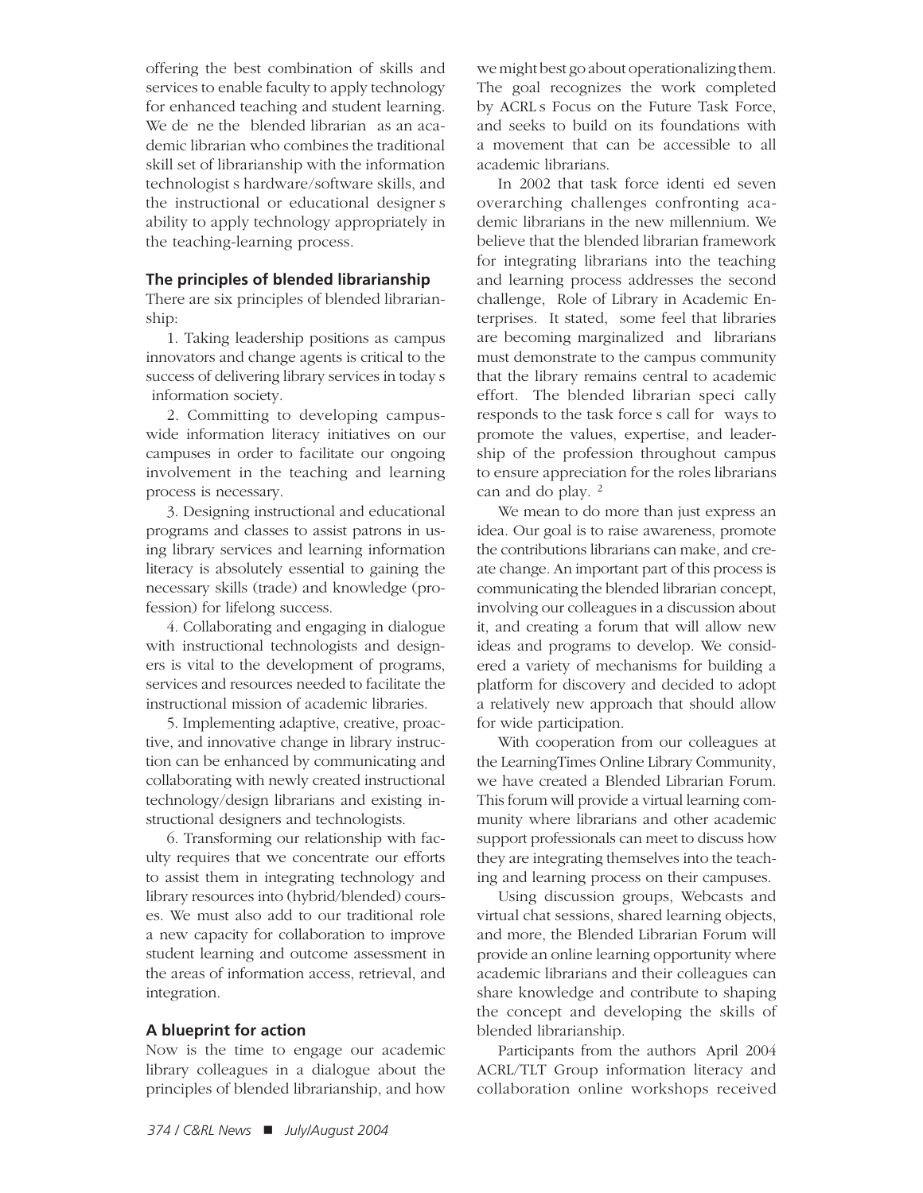offering the best combination of skills and services to enable faculty to apply technology for enhanced teaching and student learning. We define the "blended librarian" as an academic librarian who combines the traditional skill set of librarianship with the information technologist's hardware/software skills, and the instructional or educational designer's ability to apply technology appropriately in the teaching-learning process.

### The principles of blended librarianship

There are six principles of blended librarianship:

1. Taking leadership positions as campus innovators and change agents is critical to the success of delivering library services in today's "information society."

2. Committing to developing campus-wide information literacy initiatives on our campuses in order to facilitate our ongoing involvement in the teaching and learning process is necessary.

3. Designing instructional and educational programs and classes to assist patrons in using library services and learning information literacy is absolutely essential to gaining the necessary skills (trade) and knowledge (profession) for lifelong success.

4. Collaborating and engaging in dialogue with instructional technologists and designers is vital to the development of programs, services and resources needed to facilitate the instructional mission of academic libraries.

5. Implementing adaptive, creative, proactive, and innovative change in library instruction can be enhanced by communicating and collaborating with newly created instructional technology/design librarians and existing instructional designers and technologists.

6. Transforming our relationship with faculty requires that we concentrate our efforts to assist them in integrating technology and library resources into (hybrid/blended) courses. We must also add to our traditional role a new capacity for collaboration to improve student learning and outcome assessment in the areas of information access, retrieval, and integration.

### A blueprint for action

Now is the time to engage our academic library colleagues in a dialogue about the principles of blended librarianship, and how we might best go about operationalizing them. The goal recognizes the work completed by ACRL's Focus on the Future Task Force, and seeks to build on its foundations with a movement that can be accessible to all academic librarians.

In 2002 that task force identified seven overarching challenges confronting academic librarians in the new millennium. We believe that the blended librarian framework for integrating librarians into the teaching and learning process addresses the second challenge, "Role of Library in Academic Enterprises." It stated, "some feel that libraries are becoming marginalized" and "librarians must demonstrate to the campus community that the library remains central to academic effort." The blended librarian specifically responds to the task force's call for "ways to promote the values, expertise, and leadership of the profession throughout campus to ensure appreciation for the roles librarians can and do play."[2]

We mean to do more than just express an idea. Our goal is to raise awareness, promote the contributions librarians can make, and create change. An important part of this process is communicating the blended librarian concept, involving our colleagues in a discussion about it, and creating a forum that will allow new ideas and programs to develop. We considered a variety of mechanisms for building a platform for discovery and decided to adopt a relatively new approach that should allow for wide participation.

With cooperation from our colleagues at the LearningTimes Online Library Community, we have created a Blended Librarian Forum. This forum will provide a virtual learning community where librarians and other academic support professionals can meet to discuss how they are integrating themselves into the teaching and learning process on their campuses.

Using discussion groups, Webcasts and virtual chat sessions, shared learning objects, and more, the Blended Librarian Forum will provide an online learning opportunity where academic librarians and their colleagues can share knowledge and contribute to shaping the concept and developing the skills of blended librarianship.

Participants from the authors' April 2004 ACRL/TLT Group information literacy and collaboration online workshops received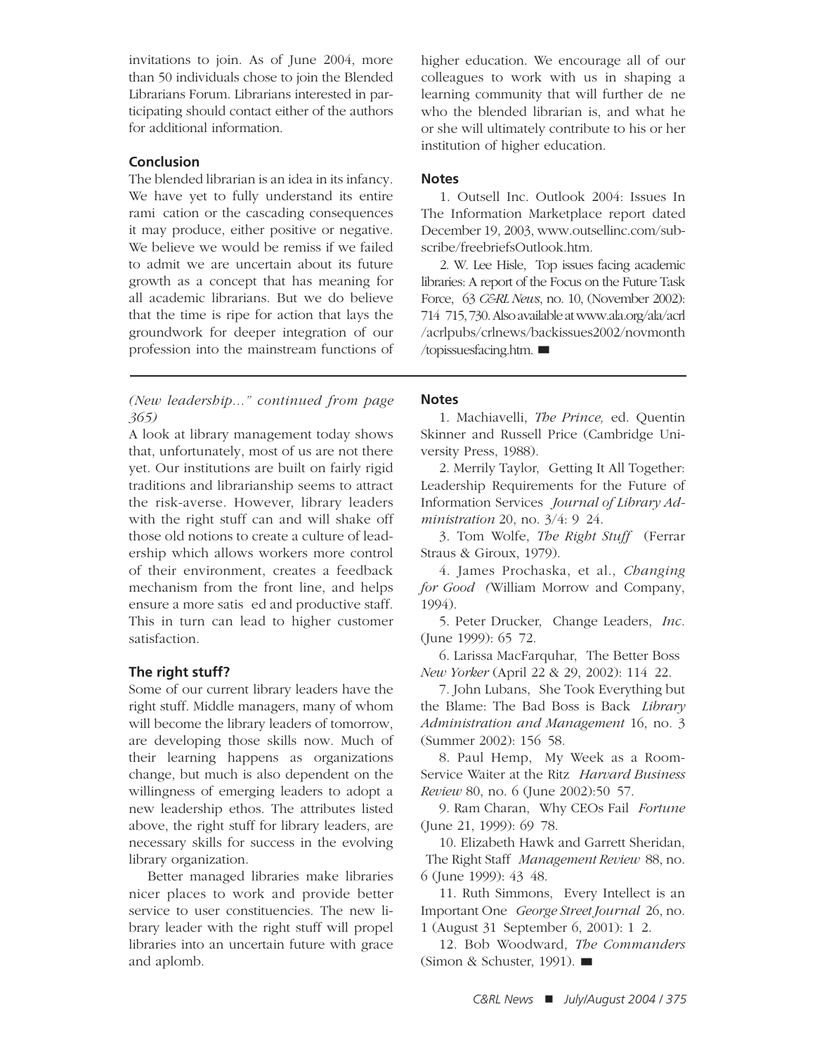invitations to join. As of June 2004, more than 50 individuals chose to join the Blended Librarians Forum. Librarians interested in participating should contact either of the authors for additional information.

## Conclusion

The blended librarian is an idea in its infancy. We have yet to fully understand its entire rami cation or the cascading consequences it may produce, either positive or negative. We believe we would be remiss if we failed to admit we are uncertain about its future growth as a concept that has meaning for all academic librarians. But we do believe that the time is ripe for action that lays the groundwork for deeper integration of our profession into the mainstream functions of higher education. We encourage all of our colleagues to work with us in shaping a learning community that will further de ne who the blended librarian is, and what he or she will ultimately contribute to his or her institution of higher education.

## Notes

1. Outsell Inc. Outlook 2004: Issues In The Information Marketplace report dated December 19, 2003, www.outsellinc.com/subscribe/freebriefsOutlook.htm.

2. W. Lee Hisle, Top issues facing academic libraries: A report of the Focus on the Future Task Force, 63 *C&RL News*, no. 10, (November 2002): 714 715, 730. Also available at www.ala.org/ala/acrl/acrlpubs/crlnews/backissues2002/novmonth/topissuesfacing.htm. ■

---

*(New leadership..." continued from page 365)*

A look at library management today shows that, unfortunately, most of us are not there yet. Our institutions are built on fairly rigid traditions and librarianship seems to attract the risk-averse. However, library leaders with the right stuff can and will shake off those old notions to create a culture of leadership which allows workers more control of their environment, creates a feedback mechanism from the front line, and helps ensure a more satis ed and productive staff. This in turn can lead to higher customer satisfaction.

## The right stuff?

Some of our current library leaders have the right stuff. Middle managers, many of whom will become the library leaders of tomorrow, are developing those skills now. Much of their learning happens as organizations change, but much is also dependent on the willingness of emerging leaders to adopt a new leadership ethos. The attributes listed above, the right stuff for library leaders, are necessary skills for success in the evolving library organization.

Better managed libraries make libraries nicer places to work and provide better service to user constituencies. The new library leader with the right stuff will propel libraries into an uncertain future with grace and aplomb.

## Notes

1. Machiavelli, *The Prince,* ed. Quentin Skinner and Russell Price (Cambridge University Press, 1988).

2. Merrily Taylor, Getting It All Together: Leadership Requirements for the Future of Information Services *Journal of Library Administration* 20, no. 3/4: 9 24.

3. Tom Wolfe, *The Right Stuff* (Ferrar Straus & Giroux, 1979).

4. James Prochaska, et al., *Changing for Good* (William Morrow and Company, 1994).

5. Peter Drucker, Change Leaders, *Inc.* (June 1999): 65 72.

6. Larissa MacFarquhar, The Better Boss *New Yorker* (April 22 & 29, 2002): 114 22.

7. John Lubans, She Took Everything but the Blame: The Bad Boss is Back *Library Administration and Management* 16, no. 3 (Summer 2002): 156 58.

8. Paul Hemp, My Week as a Room-Service Waiter at the Ritz *Harvard Business Review* 80, no. 6 (June 2002):50 57.

9. Ram Charan, Why CEOs Fail *Fortune* (June 21, 1999): 69 78.

10. Elizabeth Hawk and Garrett Sheridan, The Right Staff *Management Review* 88, no. 6 (June 1999): 43 48.

11. Ruth Simmons, Every Intellect is an Important One *George Street Journal* 26, no. 1 (August 31 September 6, 2001): 1 2.

12. Bob Woodward, *The Commanders* (Simon & Schuster, 1991). ■